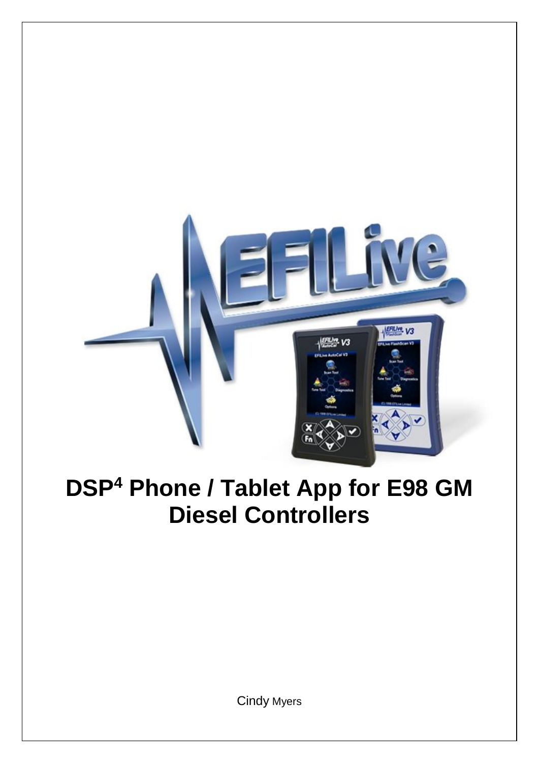# DSP$^4$ Phone / Tablet App for E98 GM Diesel Controllers

Cindy Myers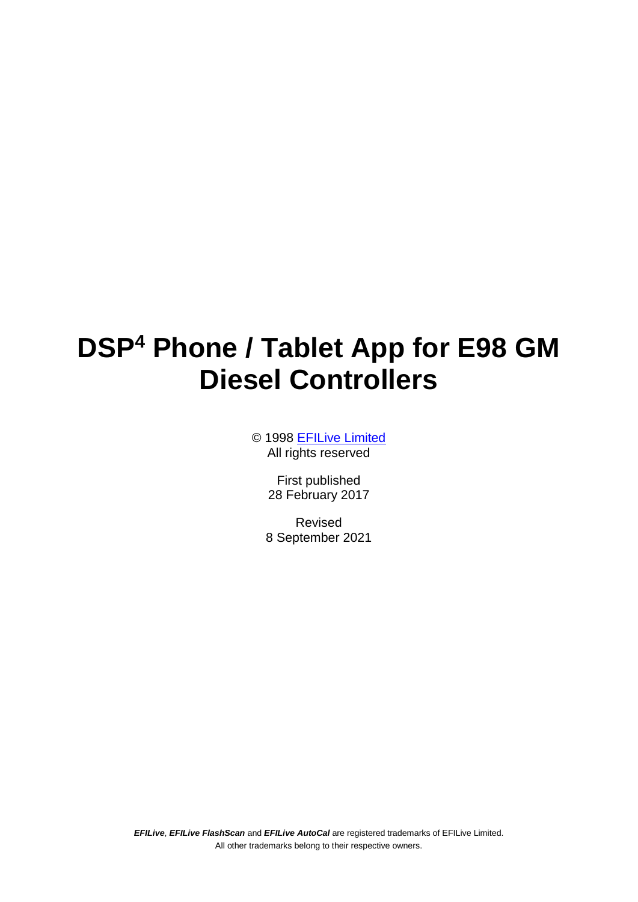# DSP$^4$ Phone / Tablet App for E98 GM Diesel Controllers

© 1998 EFILive Limited
All rights reserved

First published
28 February 2017

Revised
8 September 2021

***EFILive***, ***EFILive FlashScan*** and ***EFILive AutoCal*** are registered trademarks of EFILive Limited.
All other trademarks belong to their respective owners.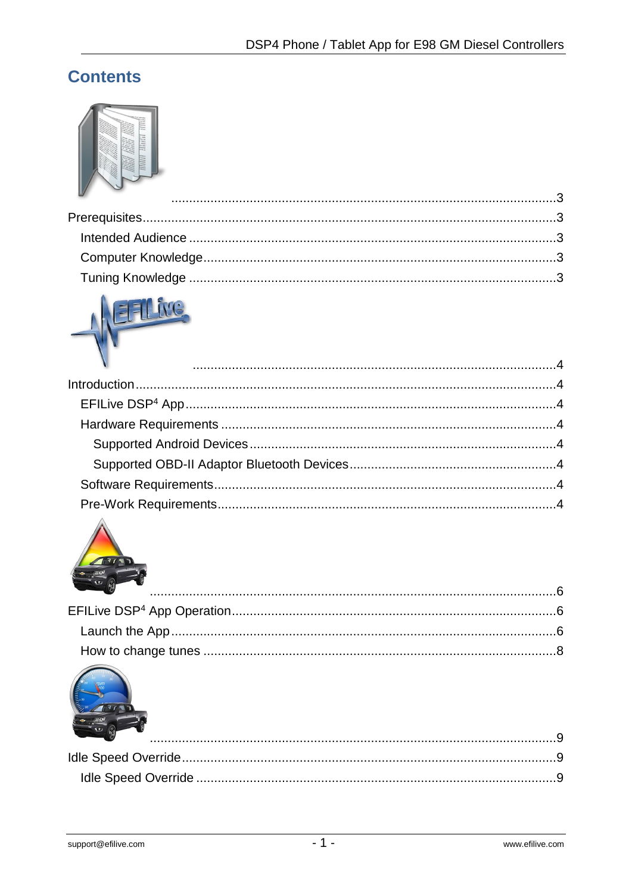# Contents

........................................................................................................3

Prerequisites........................................................................................................3

Intended Audience ........................................................................................................3

Computer Knowledge........................................................................................................3

Tuning Knowledge ........................................................................................................3

........................................................................................................4

Introduction........................................................................................................4

EFILive DSP[4] App........................................................................................................4

Hardware Requirements ........................................................................................................4

Supported Android Devices ........................................................................................................4

Supported OBD-II Adaptor Bluetooth Devices........................................................................................................4

Software Requirements........................................................................................................4

Pre-Work Requirements........................................................................................................4

........................................................................................................6

EFILive DSP[4] App Operation........................................................................................................6

Launch the App........................................................................................................6

How to change tunes ........................................................................................................8

........................................................................................................9

Idle Speed Override........................................................................................................9

Idle Speed Override ........................................................................................................9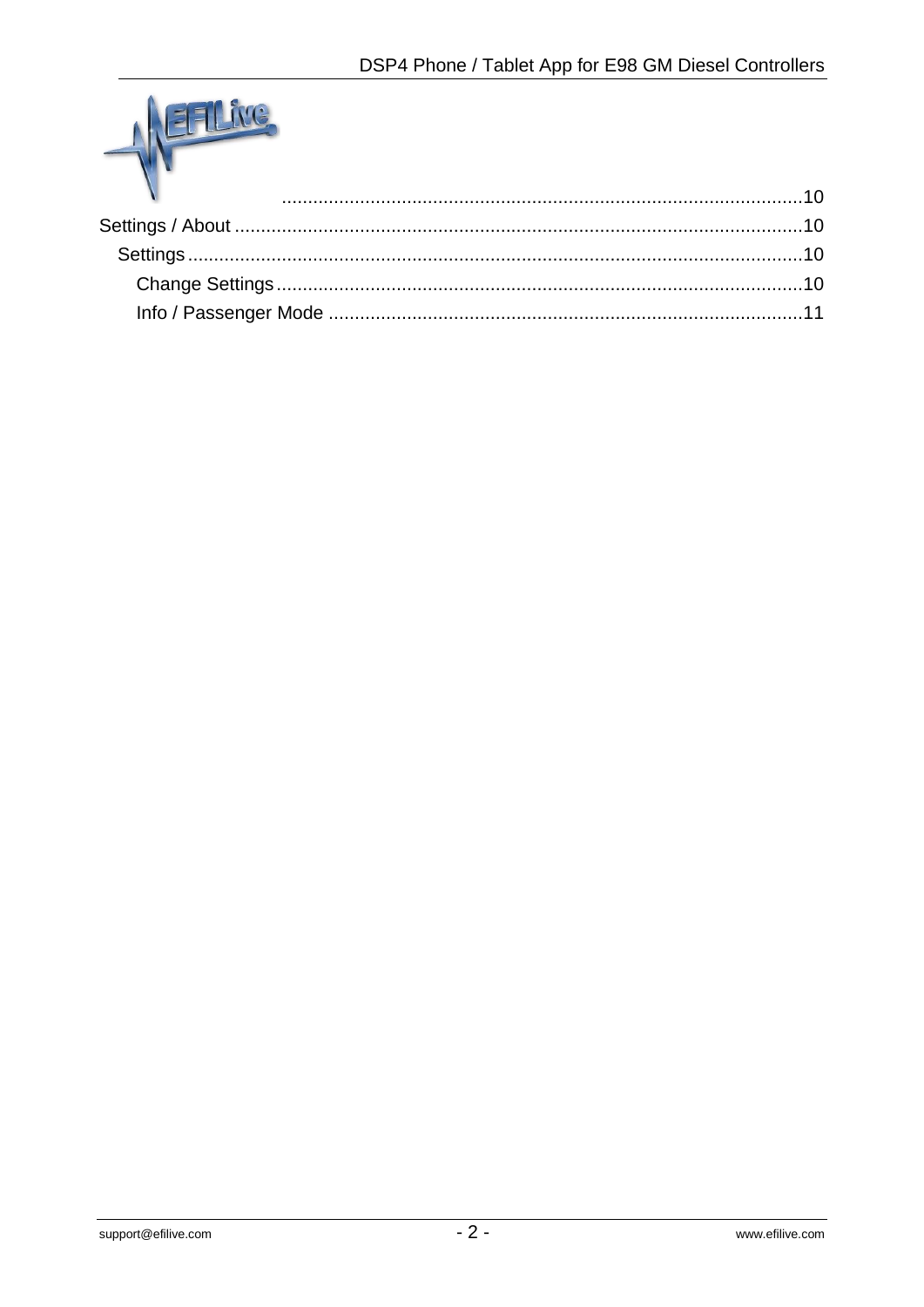.................................................................................................10
Settings / About ..........................................................................................................10
Settings ...................................................................................................................10
Change Settings ..................................................................................................10
Info / Passenger Mode ........................................................................................11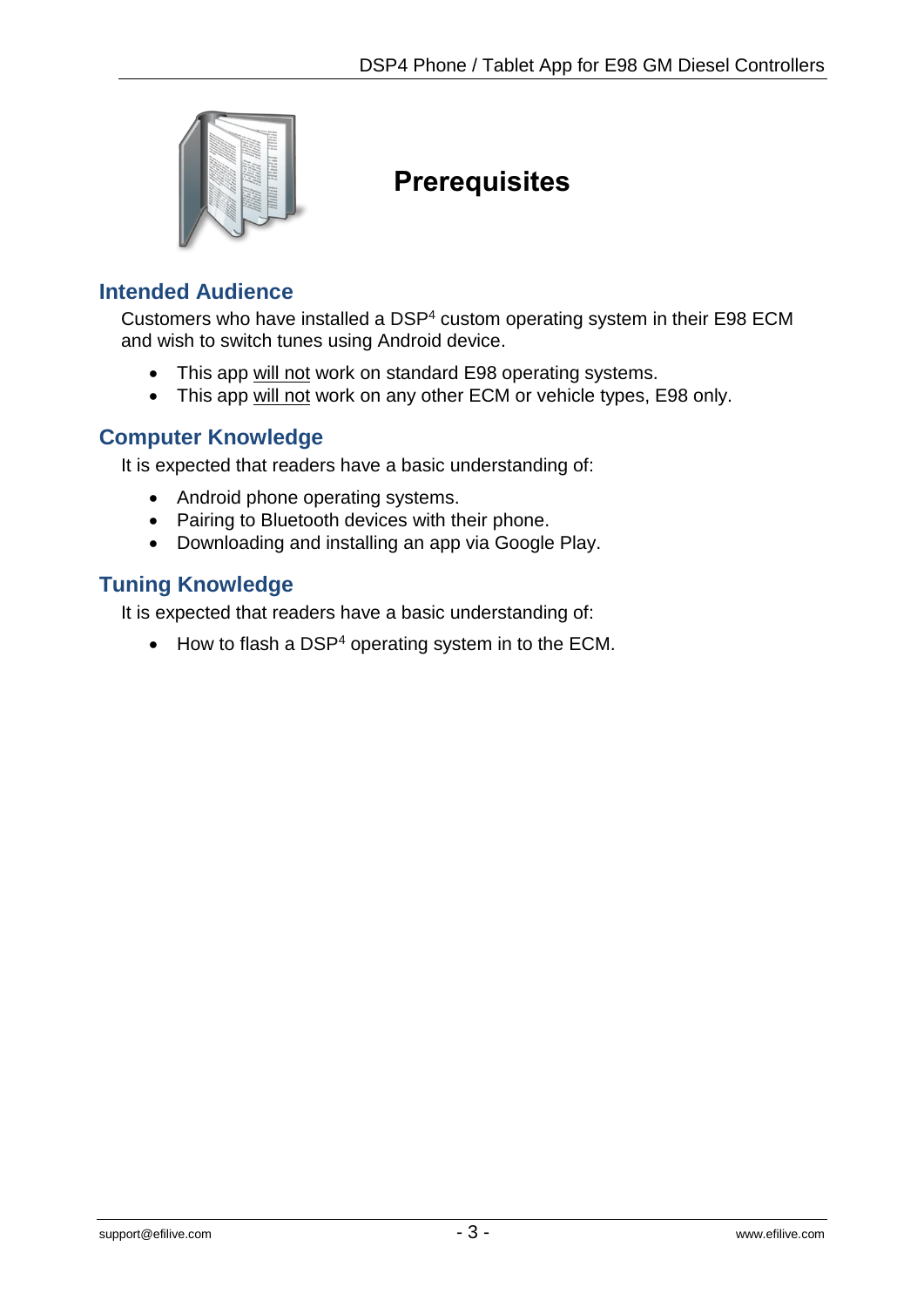# Prerequisites

## Intended Audience

Customers who have installed a DSP4 custom operating system in their E98 ECM and wish to switch tunes using Android device.

- This app will not work on standard E98 operating systems.
- This app will not work on any other ECM or vehicle types, E98 only.

## Computer Knowledge

It is expected that readers have a basic understanding of:

- Android phone operating systems.
- Pairing to Bluetooth devices with their phone.
- Downloading and installing an app via Google Play.

## Tuning Knowledge

It is expected that readers have a basic understanding of:

- How to flash a DSP4 operating system in to the ECM.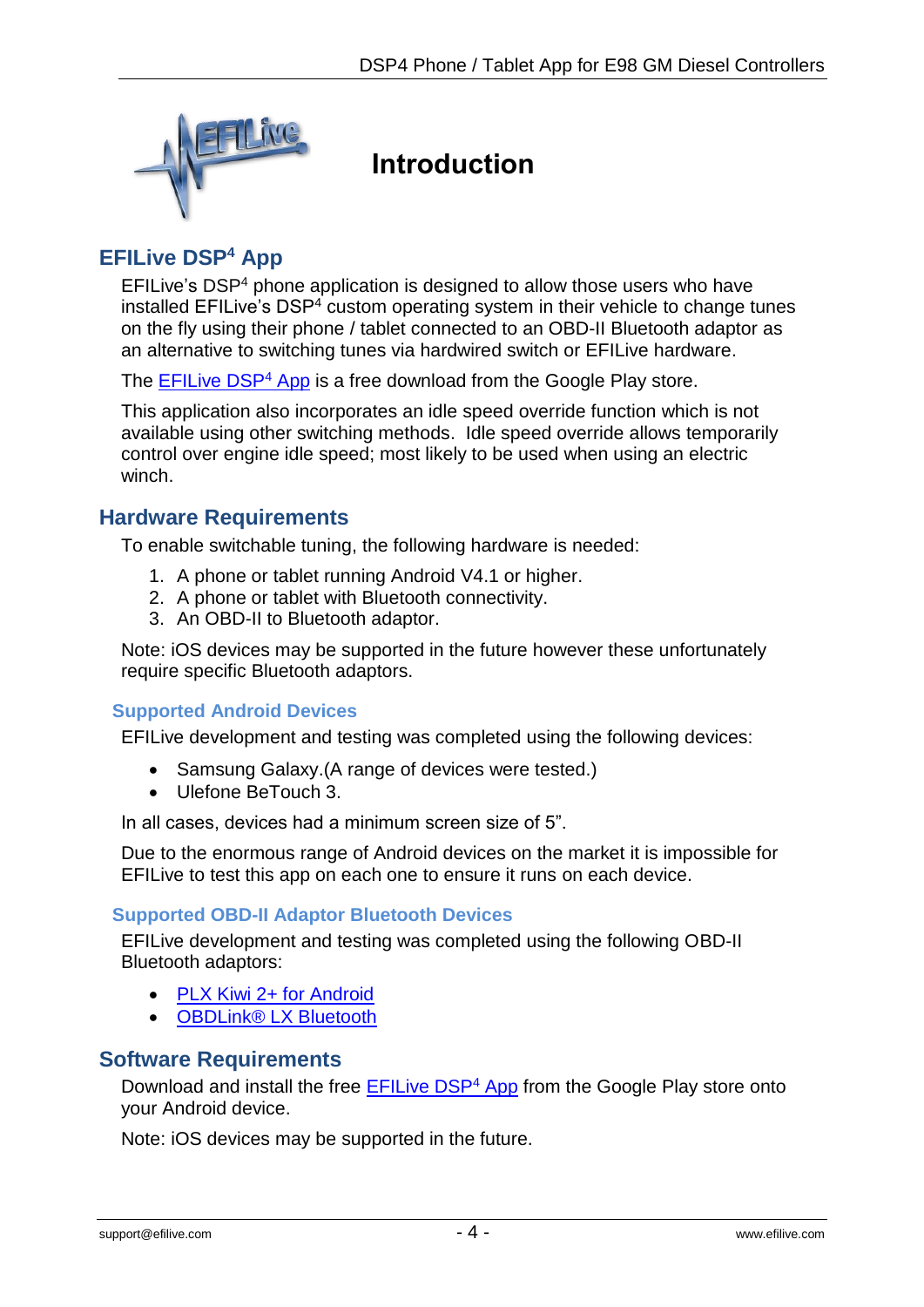# Introduction

## EFILive DSP$^4$ App

EFILive's DSP$^4$ phone application is designed to allow those users who have installed EFILive's DSP$^4$ custom operating system in their vehicle to change tunes on the fly using their phone / tablet connected to an OBD-II Bluetooth adaptor as an alternative to switching tunes via hardwired switch or EFILive hardware.

The EFILive DSP$^4$ App is a free download from the Google Play store.

This application also incorporates an idle speed override function which is not available using other switching methods. Idle speed override allows temporarily control over engine idle speed; most likely to be used when using an electric winch.

## Hardware Requirements

To enable switchable tuning, the following hardware is needed:

1. A phone or tablet running Android V4.1 or higher.
2. A phone or tablet with Bluetooth connectivity.
3. An OBD-II to Bluetooth adaptor.

Note: iOS devices may be supported in the future however these unfortunately require specific Bluetooth adaptors.

### Supported Android Devices

EFILive development and testing was completed using the following devices:

- Samsung Galaxy.(A range of devices were tested.)
- Ulefone BeTouch 3.

In all cases, devices had a minimum screen size of 5".

Due to the enormous range of Android devices on the market it is impossible for EFILive to test this app on each one to ensure it runs on each device.

### Supported OBD-II Adaptor Bluetooth Devices

EFILive development and testing was completed using the following OBD-II Bluetooth adaptors:

- PLX Kiwi 2+ for Android
- OBDLink® LX Bluetooth

## Software Requirements

Download and install the free EFILive DSP$^4$ App from the Google Play store onto your Android device.

Note: iOS devices may be supported in the future.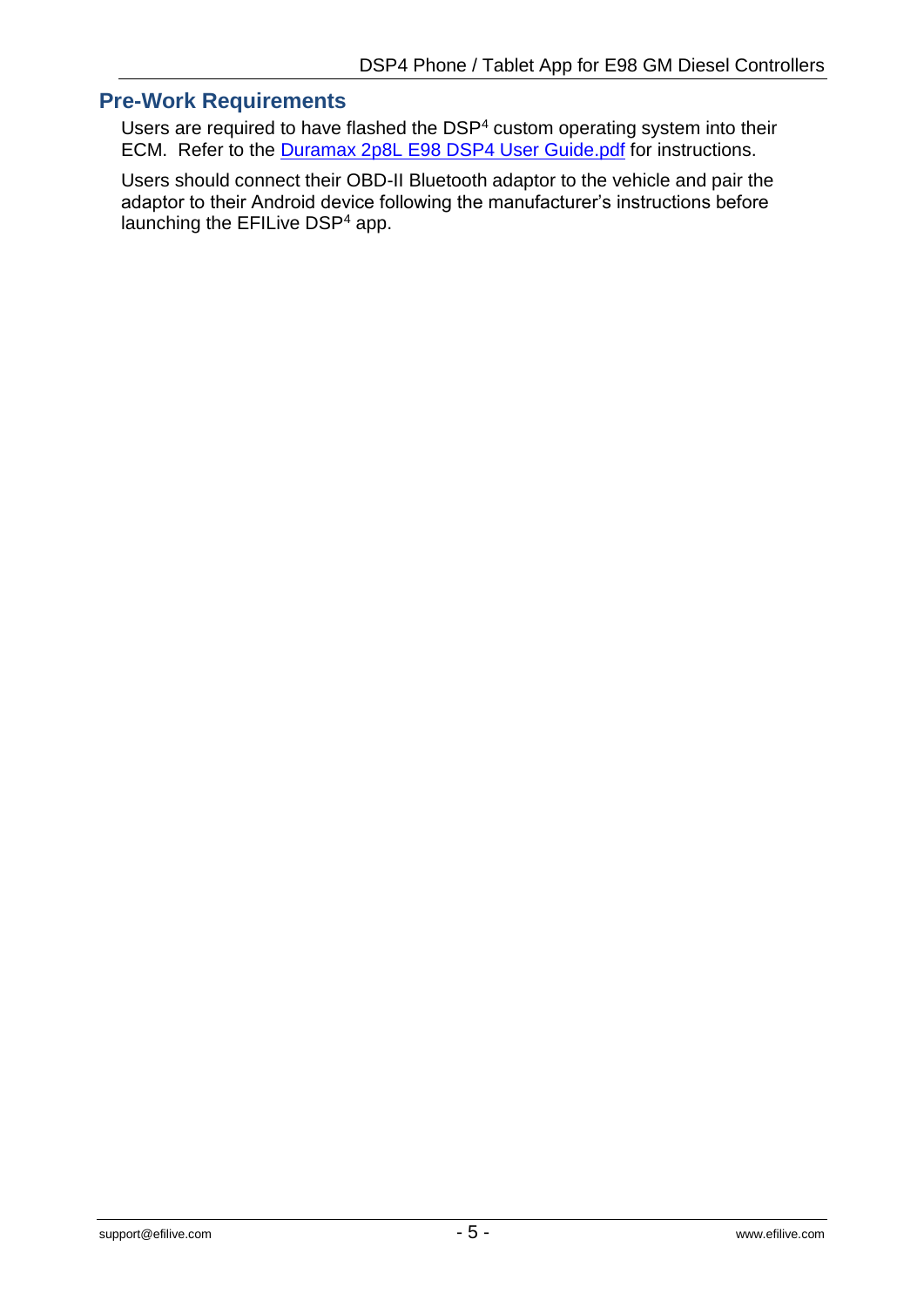## Pre-Work Requirements

Users are required to have flashed the DSP$^4$ custom operating system into their ECM. Refer to the [Duramax 2p8L E98 DSP4 User Guide.pdf]() for instructions.

Users should connect their OBD-II Bluetooth adaptor to the vehicle and pair the adaptor to their Android device following the manufacturer's instructions before launching the EFILive DSP$^4$ app.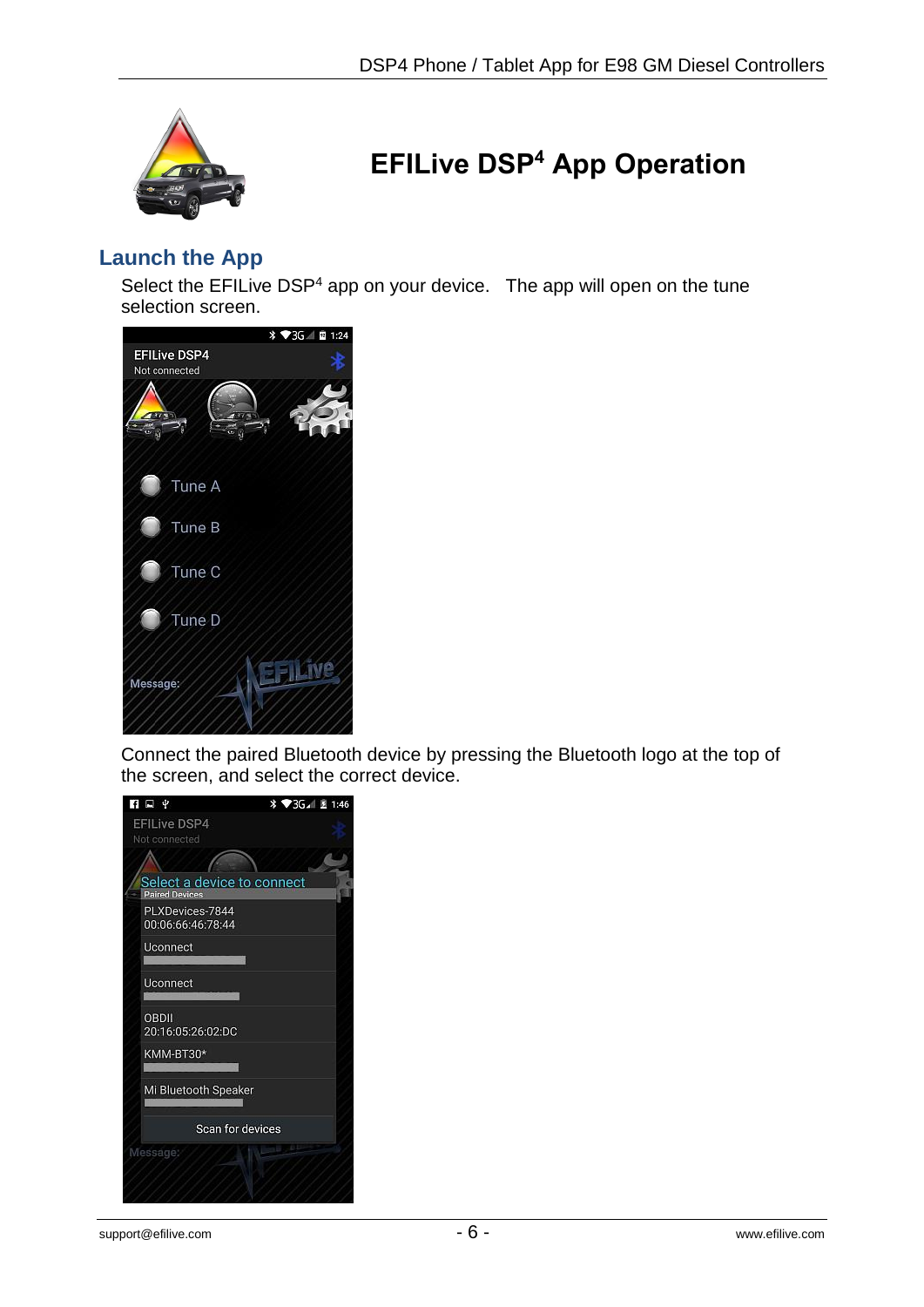# EFILive DSP4 App Operation

## Launch the App

Select the EFILive DSP[4] app on your device. The app will open on the tune selection screen.

Connect the paired Bluetooth device by pressing the Bluetooth logo at the top of the screen, and select the correct device.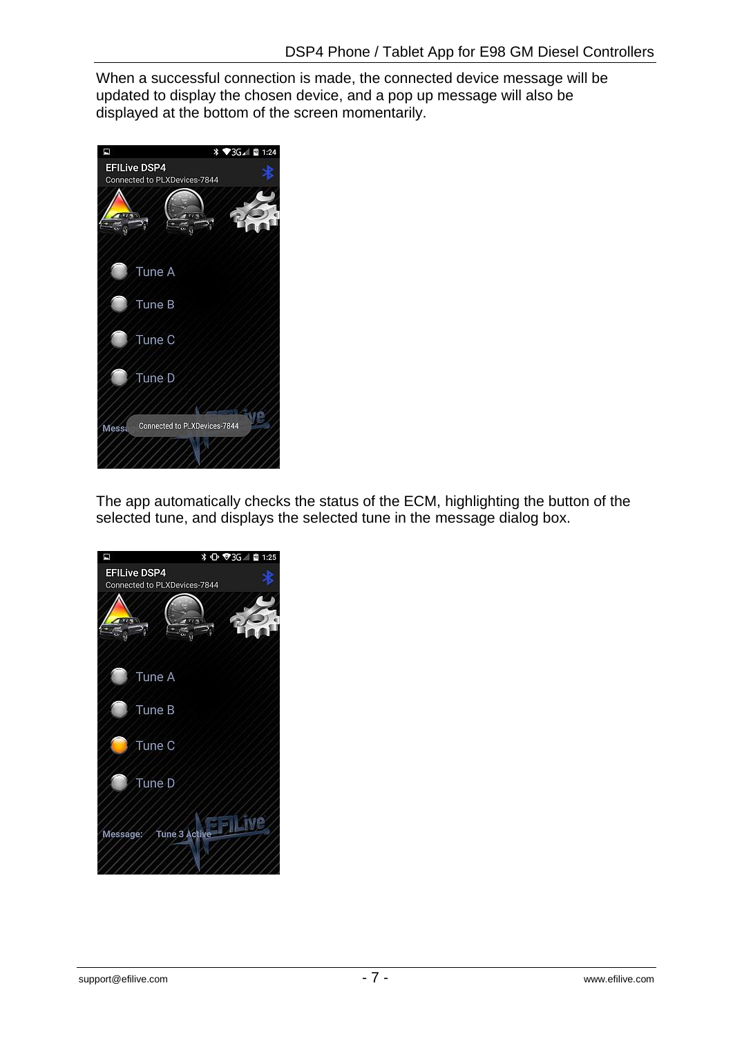When a successful connection is made, the connected device message will be updated to display the chosen device, and a pop up message will also be displayed at the bottom of the screen momentarily.

The app automatically checks the status of the ECM, highlighting the button of the selected tune, and displays the selected tune in the message dialog box.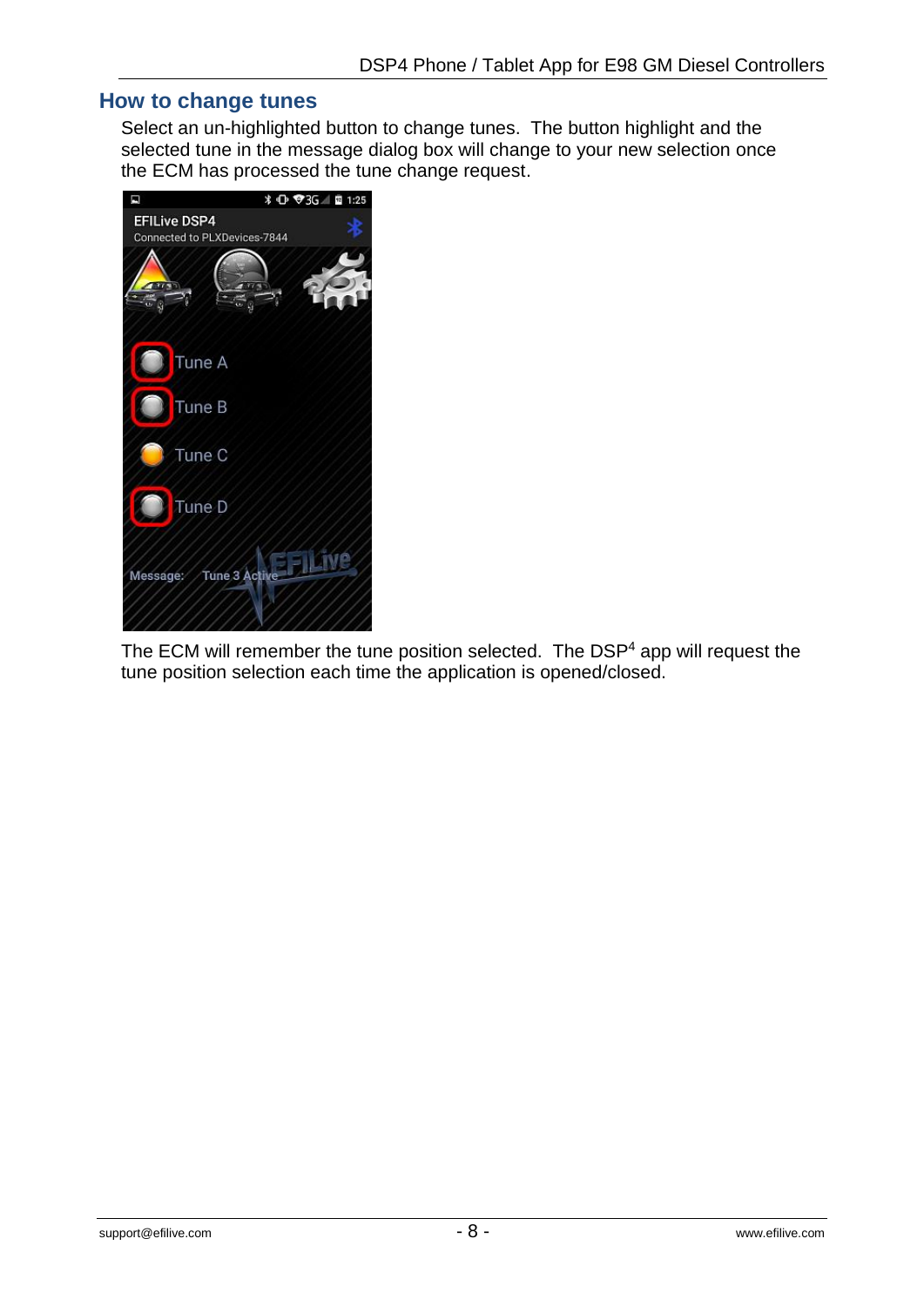## How to change tunes

Select an un-highlighted button to change tunes. The button highlight and the selected tune in the message dialog box will change to your new selection once the ECM has processed the tune change request.

The ECM will remember the tune position selected. The DSP4 app will request the tune position selection each time the application is opened/closed.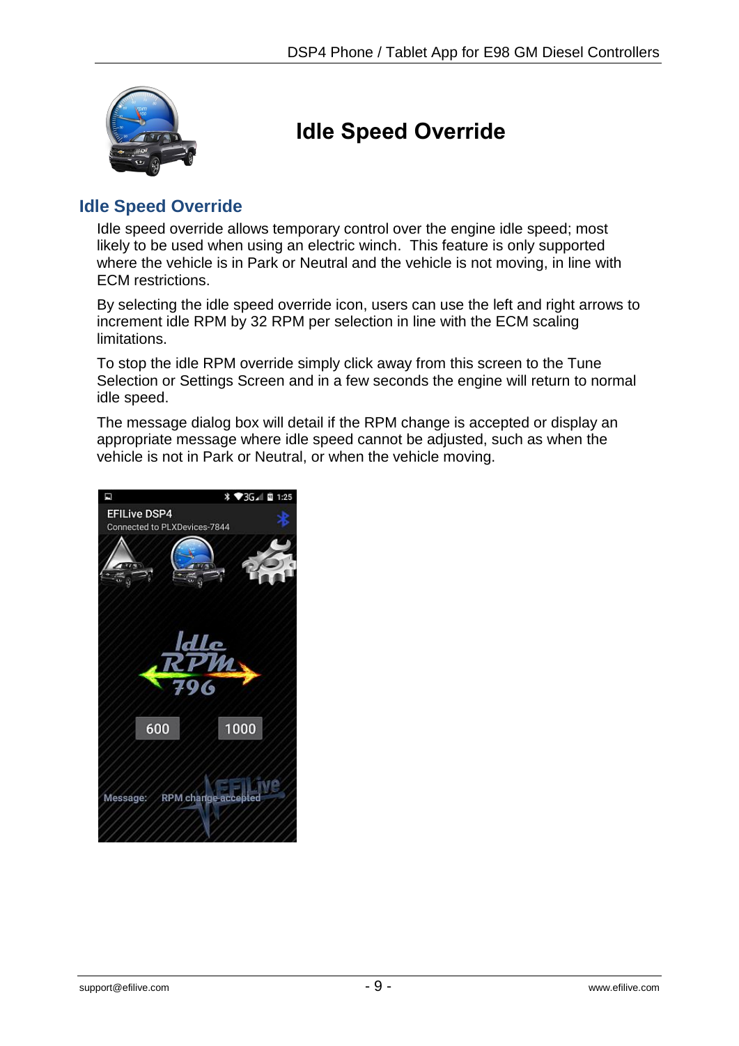# Idle Speed Override

## Idle Speed Override

Idle speed override allows temporary control over the engine idle speed; most likely to be used when using an electric winch. This feature is only supported where the vehicle is in Park or Neutral and the vehicle is not moving, in line with ECM restrictions.

By selecting the idle speed override icon, users can use the left and right arrows to increment idle RPM by 32 RPM per selection in line with the ECM scaling limitations.

To stop the idle RPM override simply click away from this screen to the Tune Selection or Settings Screen and in a few seconds the engine will return to normal idle speed.

The message dialog box will detail if the RPM change is accepted or display an appropriate message where idle speed cannot be adjusted, such as when the vehicle is not in Park or Neutral, or when the vehicle moving.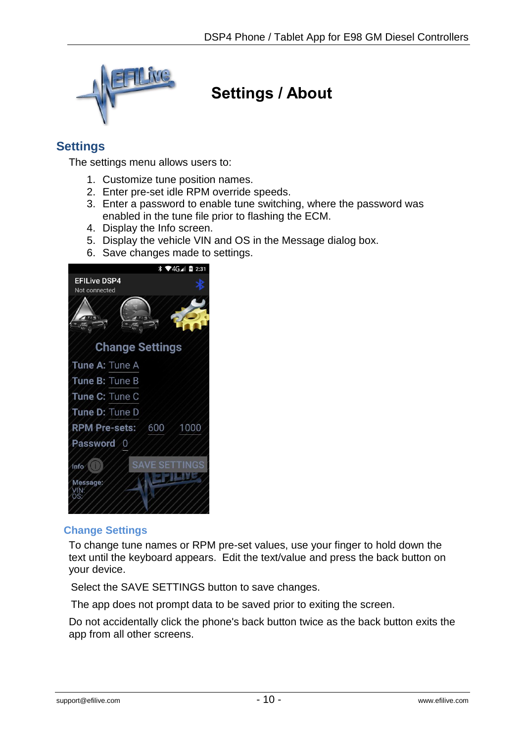# Settings / About

## Settings

The settings menu allows users to:

1. Customize tune position names.
2. Enter pre-set idle RPM override speeds.
3. Enter a password to enable tune switching, where the password was enabled in the tune file prior to flashing the ECM.
4. Display the Info screen.
5. Display the vehicle VIN and OS in the Message dialog box.
6. Save changes made to settings.

### Change Settings

To change tune names or RPM pre-set values, use your finger to hold down the text until the keyboard appears. Edit the text/value and press the back button on your device.

Select the SAVE SETTINGS button to save changes.

The app does not prompt data to be saved prior to exiting the screen.

Do not accidentally click the phone's back button twice as the back button exits the app from all other screens.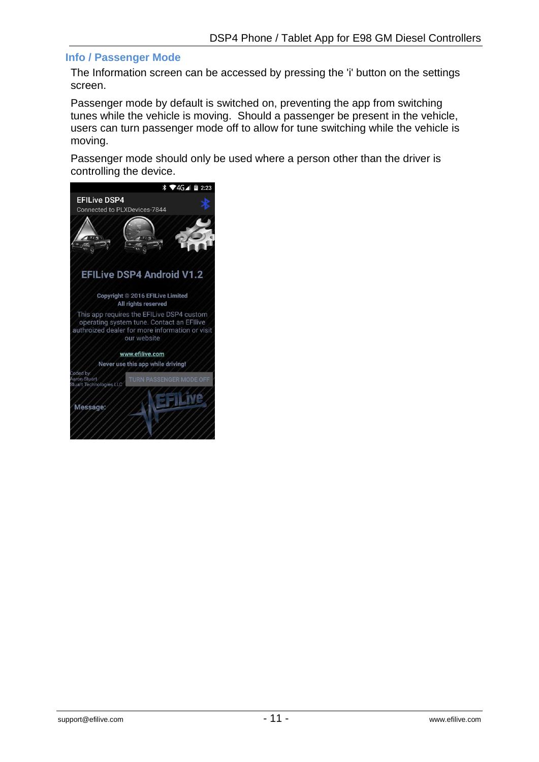## Info / Passenger Mode

The Information screen can be accessed by pressing the 'i' button on the settings screen.

Passenger mode by default is switched on, preventing the app from switching tunes while the vehicle is moving. Should a passenger be present in the vehicle, users can turn passenger mode off to allow for tune switching while the vehicle is moving.

Passenger mode should only be used where a person other than the driver is controlling the device.